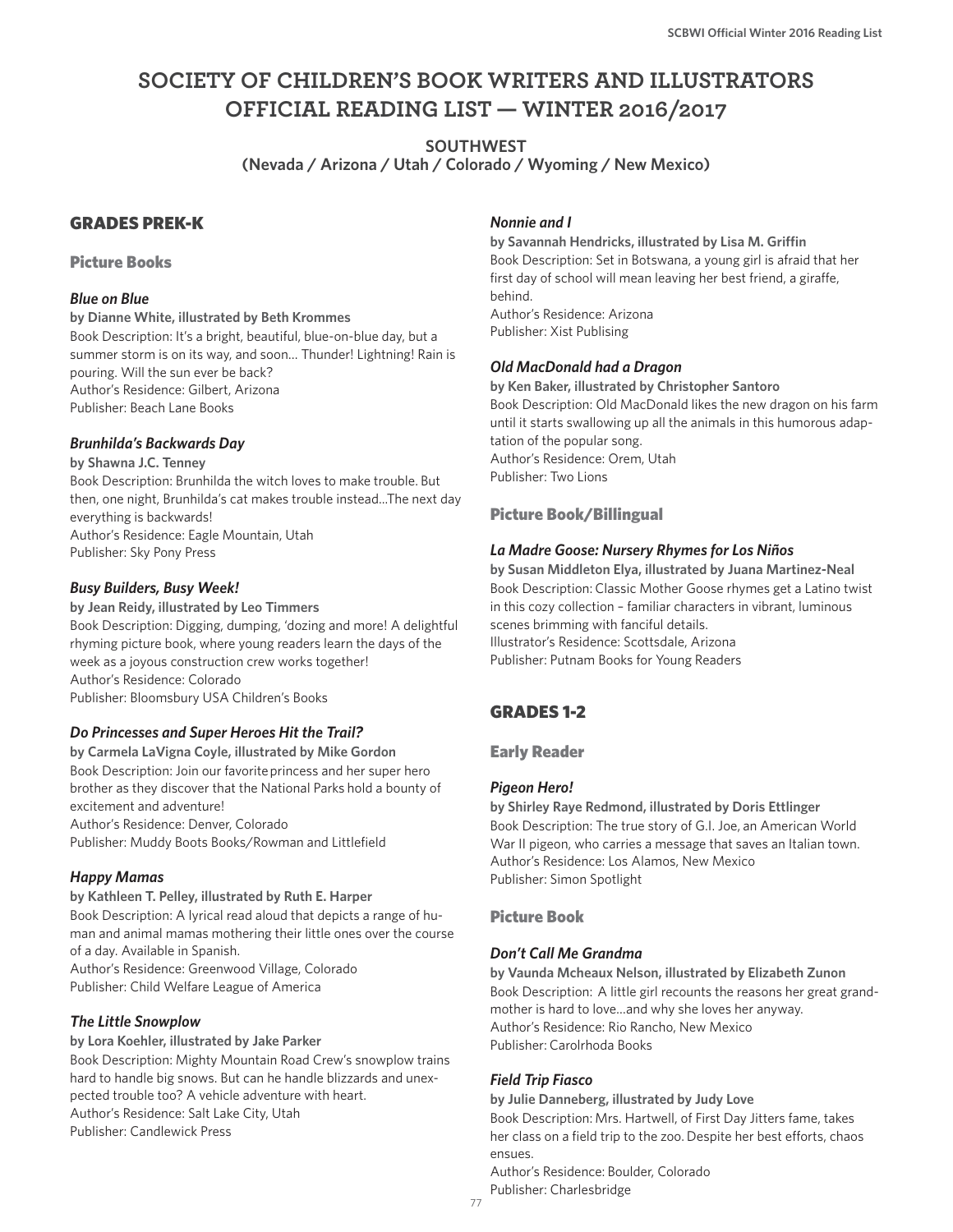# SOCIETY OF CHILDREN'S BOOK WRITERS AND ILLUSTRATORS OFFICIAL READING LIST — WINTER 2016/2017

**SOUTHWEST**
**(Nevada / Arizona / Utah / Colorado / Wyoming / New Mexico)**

## GRADES PREK-K

### Picture Books

#### *Blue on Blue*

**by Dianne White, illustrated by Beth Krommes**
Book Description: It's a bright, beautiful, blue-on-blue day, but a summer storm is on its way, and soon... Thunder! Lightning! Rain is pouring. Will the sun ever be back?
Author's Residence: Gilbert, Arizona
Publisher: Beach Lane Books

#### *Brunhilda's Backwards Day*

**by Shawna J.C. Tenney**
Book Description: Brunhilda the witch loves to make trouble. But then, one night, Brunhilda's cat makes trouble instead...The next day everything is backwards!
Author's Residence: Eagle Mountain, Utah
Publisher: Sky Pony Press

#### *Busy Builders, Busy Week!*

**by Jean Reidy, illustrated by Leo Timmers**
Book Description: Digging, dumping, 'dozing and more! A delightful rhyming picture book, where young readers learn the days of the week as a joyous construction crew works together!
Author's Residence: Colorado
Publisher: Bloomsbury USA Children's Books

#### *Do Princesses and Super Heroes Hit the Trail?*

**by Carmela LaVigna Coyle, illustrated by Mike Gordon**
Book Description: Join our favorite princess and her super hero brother as they discover that the National Parks hold a bounty of excitement and adventure!
Author's Residence: Denver, Colorado
Publisher: Muddy Boots Books/Rowman and Littlefield

#### *Happy Mamas*

**by Kathleen T. Pelley, illustrated by Ruth E. Harper**
Book Description: A lyrical read aloud that depicts a range of human and animal mamas mothering their little ones over the course of a day. Available in Spanish.
Author's Residence: Greenwood Village, Colorado
Publisher: Child Welfare League of America

#### *The Little Snowplow*

**by Lora Koehler, illustrated by Jake Parker**
Book Description: Mighty Mountain Road Crew's snowplow trains hard to handle big snows. But can he handle blizzards and unexpected trouble too? A vehicle adventure with heart.
Author's Residence: Salt Lake City, Utah
Publisher: Candlewick Press

#### *Nonnie and I*

**by Savannah Hendricks, illustrated by Lisa M. Griffin**
Book Description: Set in Botswana, a young girl is afraid that her first day of school will mean leaving her best friend, a giraffe, behind.
Author's Residence: Arizona
Publisher: Xist Publising

#### *Old MacDonald had a Dragon*

**by Ken Baker, illustrated by Christopher Santoro**
Book Description: Old MacDonald likes the new dragon on his farm until it starts swallowing up all the animals in this humorous adaptation of the popular song.
Author's Residence: Orem, Utah
Publisher: Two Lions

### Picture Book/Billingual

#### *La Madre Goose: Nursery Rhymes for Los Niños*

**by Susan Middleton Elya, illustrated by Juana Martinez-Neal**
Book Description: Classic Mother Goose rhymes get a Latino twist in this cozy collection – familiar characters in vibrant, luminous scenes brimming with fanciful details.
Illustrator's Residence: Scottsdale, Arizona
Publisher: Putnam Books for Young Readers

## GRADES 1-2

### Early Reader

#### *Pigeon Hero!*

**by Shirley Raye Redmond, illustrated by Doris Ettlinger**
Book Description: The true story of G.I. Joe, an American World War II pigeon, who carries a message that saves an Italian town.
Author's Residence: Los Alamos, New Mexico
Publisher: Simon Spotlight

### Picture Book

#### *Don't Call Me Grandma*

**by Vaunda Mcheaux Nelson, illustrated by Elizabeth Zunon**
Book Description: A little girl recounts the reasons her great grandmother is hard to love...and why she loves her anyway.
Author's Residence: Rio Rancho, New Mexico
Publisher: Carolrhoda Books

#### *Field Trip Fiasco*

**by Julie Danneberg, illustrated by Judy Love**
Book Description: Mrs. Hartwell, of First Day Jitters fame, takes her class on a field trip to the zoo. Despite her best efforts, chaos ensues.
Author's Residence: Boulder, Colorado
Publisher: Charlesbridge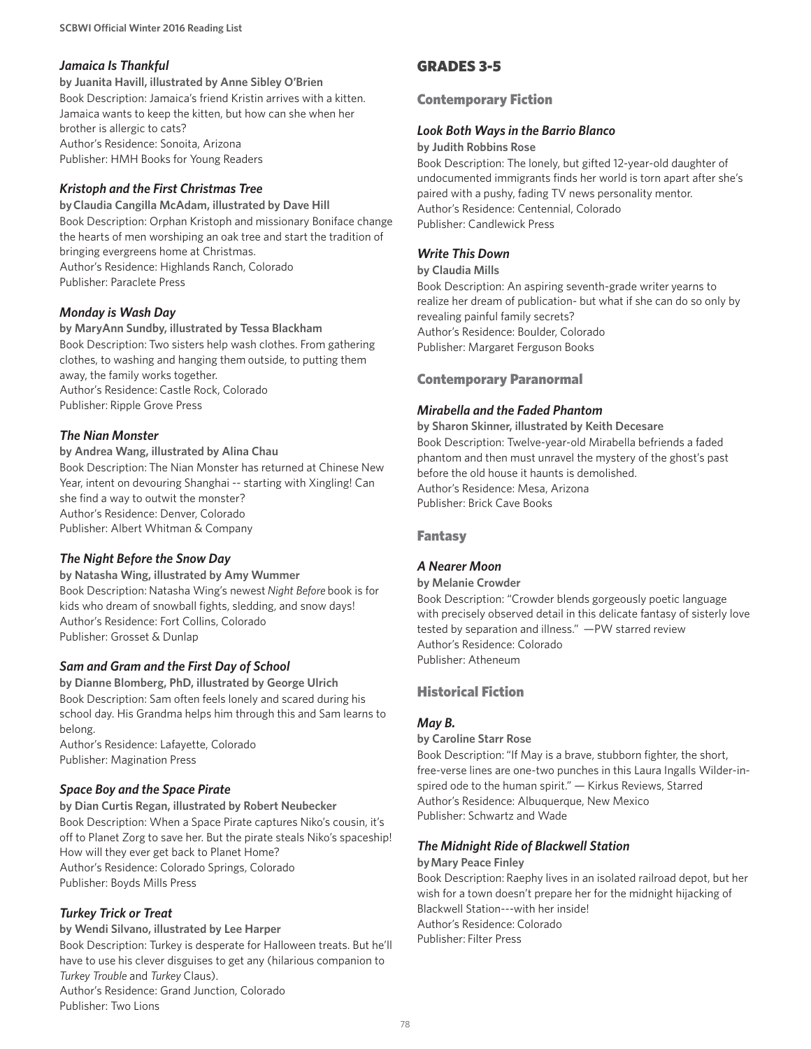### *Jamaica Is Thankful*

**by Juanita Havill, illustrated by Anne Sibley O'Brien**
Book Description: Jamaica's friend Kristin arrives with a kitten. Jamaica wants to keep the kitten, but how can she when her brother is allergic to cats?
Author's Residence: Sonoita, Arizona
Publisher: HMH Books for Young Readers

### *Kristoph and the First Christmas Tree*

**by Claudia Cangilla McAdam, illustrated by Dave Hill**
Book Description: Orphan Kristoph and missionary Boniface change the hearts of men worshiping an oak tree and start the tradition of bringing evergreens home at Christmas.
Author's Residence: Highlands Ranch, Colorado
Publisher: Paraclete Press

### *Monday is Wash Day*

**by MaryAnn Sundby, illustrated by Tessa Blackham**
Book Description: Two sisters help wash clothes. From gathering clothes, to washing and hanging them outside, to putting them away, the family works together.
Author's Residence: Castle Rock, Colorado
Publisher: Ripple Grove Press

### *The Nian Monster*

**by Andrea Wang, illustrated by Alina Chau**
Book Description: The Nian Monster has returned at Chinese New Year, intent on devouring Shanghai -- starting with Xingling! Can she find a way to outwit the monster?
Author's Residence: Denver, Colorado
Publisher: Albert Whitman & Company

### *The Night Before the Snow Day*

**by Natasha Wing, illustrated by Amy Wummer**
Book Description: Natasha Wing's newest *Night Before* book is for kids who dream of snowball fights, sledding, and snow days!
Author's Residence: Fort Collins, Colorado
Publisher: Grosset & Dunlap

### *Sam and Gram and the First Day of School*

**by Dianne Blomberg, PhD, illustrated by George Ulrich**
Book Description: Sam often feels lonely and scared during his school day. His Grandma helps him through this and Sam learns to belong.
Author's Residence: Lafayette, Colorado
Publisher: Magination Press

### *Space Boy and the Space Pirate*

**by Dian Curtis Regan, illustrated by Robert Neubecker**
Book Description: When a Space Pirate captures Niko's cousin, it's off to Planet Zorg to save her. But the pirate steals Niko's spaceship! How will they ever get back to Planet Home?
Author's Residence: Colorado Springs, Colorado
Publisher: Boyds Mills Press

### *Turkey Trick or Treat*

**by Wendi Silvano, illustrated by Lee Harper**
Book Description: Turkey is desperate for Halloween treats. But he'll have to use his clever disguises to get any (hilarious companion to *Turkey Trouble* and *Turkey* Claus).
Author's Residence: Grand Junction, Colorado
Publisher: Two Lions

# GRADES 3-5

## Contemporary Fiction

### *Look Both Ways in the Barrio Blanco*

**by Judith Robbins Rose**
Book Description: The lonely, but gifted 12-year-old daughter of undocumented immigrants finds her world is torn apart after she's paired with a pushy, fading TV news personality mentor.
Author's Residence: Centennial, Colorado
Publisher: Candlewick Press

### *Write This Down*

**by Claudia Mills**
Book Description: An aspiring seventh-grade writer yearns to realize her dream of publication- but what if she can do so only by revealing painful family secrets?
Author's Residence: Boulder, Colorado
Publisher: Margaret Ferguson Books

## Contemporary Paranormal

### *Mirabella and the Faded Phantom*

**by Sharon Skinner, illustrated by Keith Decesare**
Book Description: Twelve-year-old Mirabella befriends a faded phantom and then must unravel the mystery of the ghost's past before the old house it haunts is demolished.
Author's Residence: Mesa, Arizona
Publisher: Brick Cave Books

## Fantasy

### *A Nearer Moon*

**by Melanie Crowder**
Book Description: "Crowder blends gorgeously poetic language with precisely observed detail in this delicate fantasy of sisterly love tested by separation and illness." —PW starred review
Author's Residence: Colorado
Publisher: Atheneum

## Historical Fiction

### *May B.*

**by Caroline Starr Rose**
Book Description: "If May is a brave, stubborn fighter, the short, free-verse lines are one-two punches in this Laura Ingalls Wilder-inspired ode to the human spirit." — Kirkus Reviews, Starred
Author's Residence: Albuquerque, New Mexico
Publisher: Schwartz and Wade

### *The Midnight Ride of Blackwell Station*

**by Mary Peace Finley**
Book Description: Raephy lives in an isolated railroad depot, but her wish for a town doesn't prepare her for the midnight hijacking of Blackwell Station---with her inside!
Author's Residence: Colorado
Publisher: Filter Press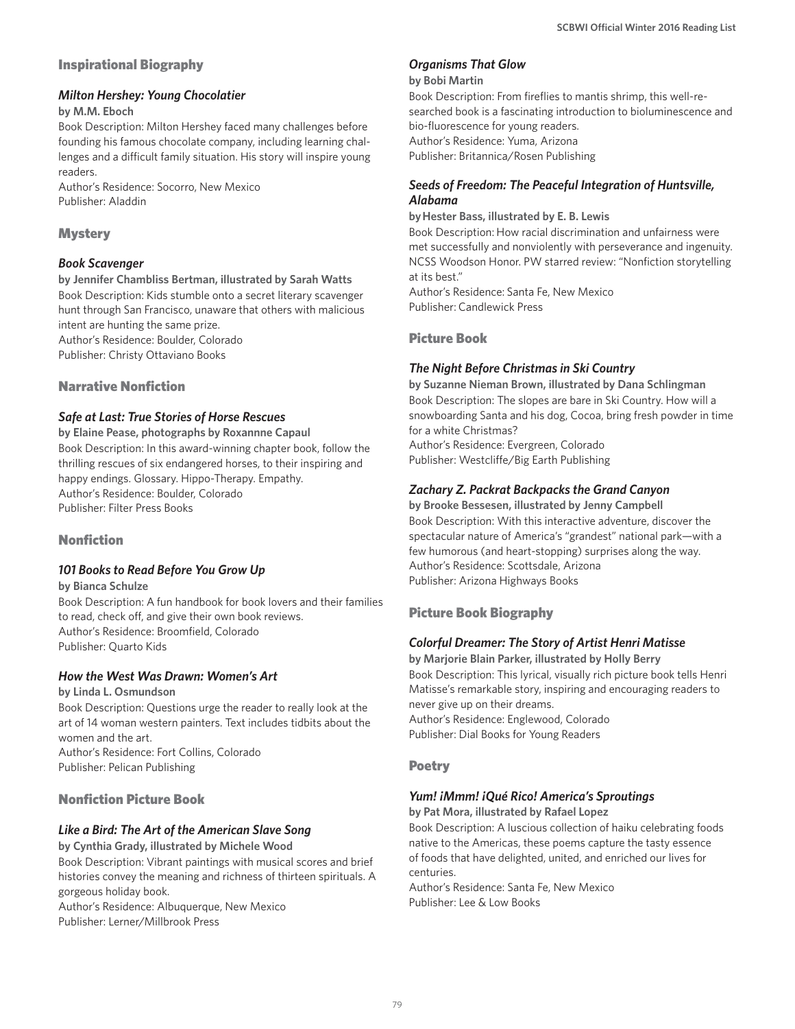## Inspirational Biography

### *Milton Hershey: Young Chocolatier*

**by M.M. Eboch**

Book Description: Milton Hershey faced many challenges before founding his famous chocolate company, including learning challenges and a difficult family situation. His story will inspire young readers.

Author's Residence: Socorro, New Mexico

Publisher: Aladdin

## Mystery

### *Book Scavenger*

**by Jennifer Chambliss Bertman, illustrated by Sarah Watts**

Book Description: Kids stumble onto a secret literary scavenger hunt through San Francisco, unaware that others with malicious intent are hunting the same prize.

Author's Residence: Boulder, Colorado

Publisher: Christy Ottaviano Books

## Narrative Nonfiction

### *Safe at Last: True Stories of Horse Rescues*

**by Elaine Pease, photographs by Roxannne Capaul**

Book Description: In this award-winning chapter book, follow the thrilling rescues of six endangered horses, to their inspiring and happy endings. Glossary. Hippo-Therapy. Empathy.

Author's Residence: Boulder, Colorado

Publisher: Filter Press Books

## Nonfiction

### *101 Books to Read Before You Grow Up*

**by Bianca Schulze**

Book Description: A fun handbook for book lovers and their families to read, check off, and give their own book reviews.

Author's Residence: Broomfield, Colorado

Publisher: Quarto Kids

### *How the West Was Drawn: Women's Art*

**by Linda L. Osmundson**

Book Description: Questions urge the reader to really look at the art of 14 woman western painters. Text includes tidbits about the women and the art.

Author's Residence: Fort Collins, Colorado

Publisher: Pelican Publishing

## Nonfiction Picture Book

### *Like a Bird: The Art of the American Slave Song*

**by Cynthia Grady, illustrated by Michele Wood**

Book Description: Vibrant paintings with musical scores and brief histories convey the meaning and richness of thirteen spirituals. A gorgeous holiday book.

Author's Residence: Albuquerque, New Mexico

Publisher: Lerner/Millbrook Press

### *Organisms That Glow*

**by Bobi Martin**

Book Description: From fireflies to mantis shrimp, this well-researched book is a fascinating introduction to bioluminescence and bio-fluorescence for young readers.

Author's Residence: Yuma, Arizona

Publisher: Britannica/Rosen Publishing

### *Seeds of Freedom: The Peaceful Integration of Huntsville, Alabama*

**by Hester Bass, illustrated by E. B. Lewis**

Book Description: How racial discrimination and unfairness were met successfully and nonviolently with perseverance and ingenuity. NCSS Woodson Honor. PW starred review: "Nonfiction storytelling at its best."

Author's Residence: Santa Fe, New Mexico

Publisher: Candlewick Press

## Picture Book

### *The Night Before Christmas in Ski Country*

**by Suzanne Nieman Brown, illustrated by Dana Schlingman**

Book Description: The slopes are bare in Ski Country. How will a snowboarding Santa and his dog, Cocoa, bring fresh powder in time for a white Christmas?

Author's Residence: Evergreen, Colorado

Publisher: Westcliffe/Big Earth Publishing

### *Zachary Z. Packrat Backpacks the Grand Canyon*

**by Brooke Bessesen, illustrated by Jenny Campbell**

Book Description: With this interactive adventure, discover the spectacular nature of America's "grandest" national park—with a few humorous (and heart-stopping) surprises along the way.

Author's Residence: Scottsdale, Arizona

Publisher: Arizona Highways Books

## Picture Book Biography

### *Colorful Dreamer: The Story of Artist Henri Matisse*

**by Marjorie Blain Parker, illustrated by Holly Berry**

Book Description: This lyrical, visually rich picture book tells Henri Matisse's remarkable story, inspiring and encouraging readers to never give up on their dreams.

Author's Residence: Englewood, Colorado

Publisher: Dial Books for Young Readers

## Poetry

### *Yum! ¡Mmm! ¡Qué Rico! America's Sproutings*

**by Pat Mora, illustrated by Rafael Lopez**

Book Description: A luscious collection of haiku celebrating foods native to the Americas, these poems capture the tasty essence of foods that have delighted, united, and enriched our lives for centuries.

Author's Residence: Santa Fe, New Mexico

Publisher: Lee & Low Books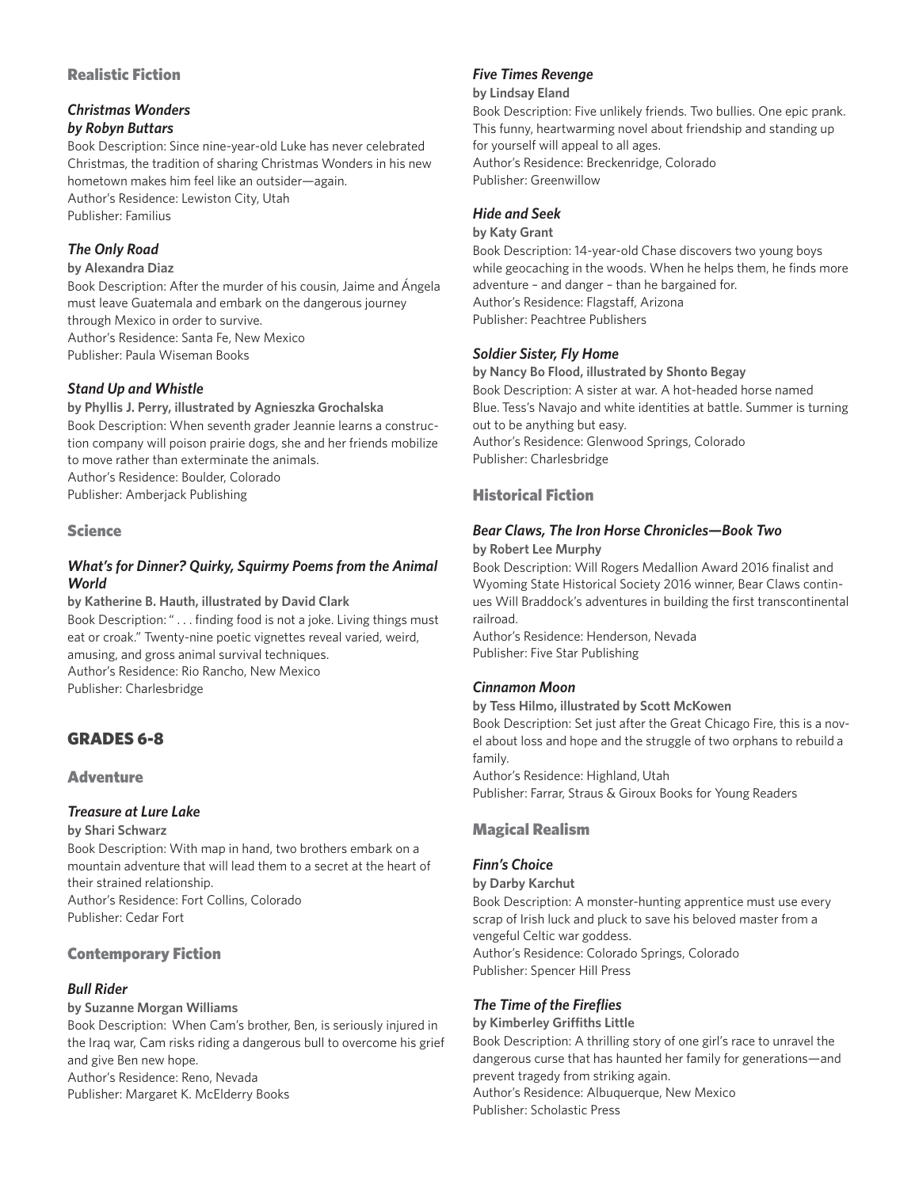### Realistic Fiction

#### *Christmas Wonders by Robyn Buttars*

Book Description: Since nine-year-old Luke has never celebrated Christmas, the tradition of sharing Christmas Wonders in his new hometown makes him feel like an outsider—again.
Author's Residence: Lewiston City, Utah
Publisher: Familius

#### *The Only Road*

**by Alexandra Diaz**
Book Description: After the murder of his cousin, Jaime and Ángela must leave Guatemala and embark on the dangerous journey through Mexico in order to survive.
Author's Residence: Santa Fe, New Mexico
Publisher: Paula Wiseman Books

#### *Stand Up and Whistle*

**by Phyllis J. Perry, illustrated by Agnieszka Grochalska**
Book Description: When seventh grader Jeannie learns a construction company will poison prairie dogs, she and her friends mobilize to move rather than exterminate the animals.
Author's Residence: Boulder, Colorado
Publisher: Amberjack Publishing

### Science

#### *What's for Dinner? Quirky, Squirmy Poems from the Animal World*

**by Katherine B. Hauth, illustrated by David Clark**
Book Description: " . . . finding food is not a joke. Living things must eat or croak." Twenty-nine poetic vignettes reveal varied, weird, amusing, and gross animal survival techniques.
Author's Residence: Rio Rancho, New Mexico
Publisher: Charlesbridge

## GRADES 6-8

### Adventure

#### *Treasure at Lure Lake*

**by Shari Schwarz**
Book Description: With map in hand, two brothers embark on a mountain adventure that will lead them to a secret at the heart of their strained relationship.
Author's Residence: Fort Collins, Colorado
Publisher: Cedar Fort

### Contemporary Fiction

#### *Bull Rider*

**by Suzanne Morgan Williams**
Book Description: When Cam's brother, Ben, is seriously injured in the Iraq war, Cam risks riding a dangerous bull to overcome his grief and give Ben new hope.
Author's Residence: Reno, Nevada
Publisher: Margaret K. McElderry Books

#### *Five Times Revenge*

**by Lindsay Eland**
Book Description: Five unlikely friends. Two bullies. One epic prank. This funny, heartwarming novel about friendship and standing up for yourself will appeal to all ages.
Author's Residence: Breckenridge, Colorado
Publisher: Greenwillow

#### *Hide and Seek*

**by Katy Grant**
Book Description: 14-year-old Chase discovers two young boys while geocaching in the woods. When he helps them, he finds more adventure – and danger – than he bargained for.
Author's Residence: Flagstaff, Arizona
Publisher: Peachtree Publishers

#### *Soldier Sister, Fly Home*

**by Nancy Bo Flood, illustrated by Shonto Begay**
Book Description: A sister at war. A hot-headed horse named Blue. Tess's Navajo and white identities at battle. Summer is turning out to be anything but easy.
Author's Residence: Glenwood Springs, Colorado
Publisher: Charlesbridge

### Historical Fiction

#### *Bear Claws, The Iron Horse Chronicles—Book Two*

**by Robert Lee Murphy**
Book Description: Will Rogers Medallion Award 2016 finalist and Wyoming State Historical Society 2016 winner, Bear Claws continues Will Braddock's adventures in building the first transcontinental railroad.
Author's Residence: Henderson, Nevada
Publisher: Five Star Publishing

#### *Cinnamon Moon*

**by Tess Hilmo, illustrated by Scott McKowen**
Book Description: Set just after the Great Chicago Fire, this is a novel about loss and hope and the struggle of two orphans to rebuild a family.
Author's Residence: Highland, Utah
Publisher: Farrar, Straus & Giroux Books for Young Readers

### Magical Realism

#### *Finn's Choice*

**by Darby Karchut**
Book Description: A monster-hunting apprentice must use every scrap of Irish luck and pluck to save his beloved master from a vengeful Celtic war goddess.
Author's Residence: Colorado Springs, Colorado
Publisher: Spencer Hill Press

#### *The Time of the Fireflies*

**by Kimberley Griffiths Little**
Book Description: A thrilling story of one girl's race to unravel the dangerous curse that has haunted her family for generations—and prevent tragedy from striking again.
Author's Residence: Albuquerque, New Mexico
Publisher: Scholastic Press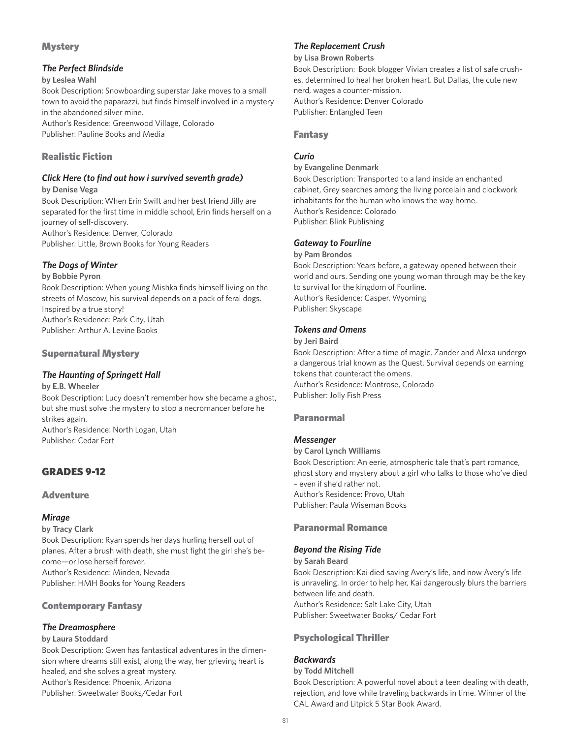## Mystery

### *The Perfect Blindside*

**by Leslea Wahl**

Book Description: Snowboarding superstar Jake moves to a small town to avoid the paparazzi, but finds himself involved in a mystery in the abandoned silver mine.
Author's Residence: Greenwood Village, Colorado
Publisher: Pauline Books and Media

## Realistic Fiction

### *Click Here (to find out how i survived seventh grade)*

**by Denise Vega**

Book Description: When Erin Swift and her best friend Jilly are separated for the first time in middle school, Erin finds herself on a journey of self-discovery.
Author's Residence: Denver, Colorado
Publisher: Little, Brown Books for Young Readers

### *The Dogs of Winter*

**by Bobbie Pyron**

Book Description: When young Mishka finds himself living on the streets of Moscow, his survival depends on a pack of feral dogs. Inspired by a true story!
Author's Residence: Park City, Utah
Publisher: Arthur A. Levine Books

## Supernatural Mystery

### *The Haunting of Springett Hall*

**by E.B. Wheeler**

Book Description: Lucy doesn't remember how she became a ghost, but she must solve the mystery to stop a necromancer before he strikes again.
Author's Residence: North Logan, Utah
Publisher: Cedar Fort

# GRADES 9-12

## Adventure

### *Mirage*

**by Tracy Clark**

Book Description: Ryan spends her days hurling herself out of planes. After a brush with death, she must fight the girl she's become—or lose herself forever.
Author's Residence: Minden, Nevada
Publisher: HMH Books for Young Readers

## Contemporary Fantasy

### *The Dreamosphere*

**by Laura Stoddard**

Book Description: Gwen has fantastical adventures in the dimension where dreams still exist; along the way, her grieving heart is healed, and she solves a great mystery.
Author's Residence: Phoenix, Arizona
Publisher: Sweetwater Books/Cedar Fort

### *The Replacement Crush*

**by Lisa Brown Roberts**

Book Description: Book blogger Vivian creates a list of safe crushes, determined to heal her broken heart. But Dallas, the cute new nerd, wages a counter-mission.
Author's Residence: Denver Colorado
Publisher: Entangled Teen

## Fantasy

### *Curio*

**by Evangeline Denmark**

Book Description: Transported to a land inside an enchanted cabinet, Grey searches among the living porcelain and clockwork inhabitants for the human who knows the way home.
Author's Residence: Colorado
Publisher: Blink Publishing

### *Gateway to Fourline*

**by Pam Brondos**

Book Description: Years before, a gateway opened between their world and ours. Sending one young woman through may be the key to survival for the kingdom of Fourline.
Author's Residence: Casper, Wyoming
Publisher: Skyscape

### *Tokens and Omens*

**by Jeri Baird**

Book Description: After a time of magic, Zander and Alexa undergo a dangerous trial known as the Quest. Survival depends on earning tokens that counteract the omens.
Author's Residence: Montrose, Colorado
Publisher: Jolly Fish Press

## Paranormal

### *Messenger*

**by Carol Lynch Williams**

Book Description: An eerie, atmospheric tale that's part romance, ghost story and mystery about a girl who talks to those who've died – even if she'd rather not.
Author's Residence: Provo, Utah
Publisher: Paula Wiseman Books

## Paranormal Romance

### *Beyond the Rising Tide*

**by Sarah Beard**

Book Description: Kai died saving Avery's life, and now Avery's life is unraveling. In order to help her, Kai dangerously blurs the barriers between life and death.
Author's Residence: Salt Lake City, Utah
Publisher: Sweetwater Books/ Cedar Fort

## Psychological Thriller

### *Backwards*

**by Todd Mitchell**

Book Description: A powerful novel about a teen dealing with death, rejection, and love while traveling backwards in time. Winner of the CAL Award and Litpick 5 Star Book Award.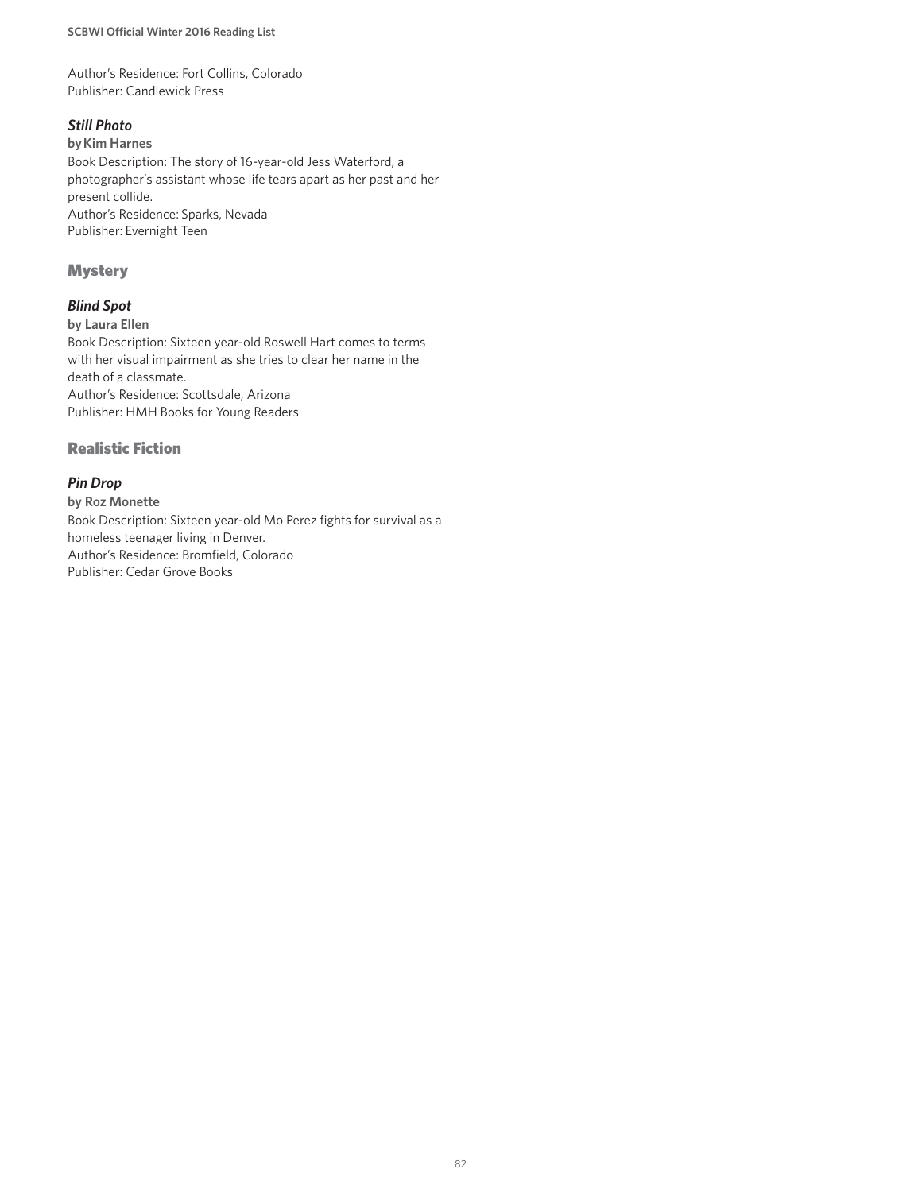Author's Residence: Fort Collins, Colorado
Publisher: Candlewick Press

### *Still Photo*

**by Kim Harnes**
Book Description: The story of 16-year-old Jess Waterford, a photographer's assistant whose life tears apart as her past and her present collide.
Author's Residence: Sparks, Nevada
Publisher: Evernight Teen

## Mystery

### *Blind Spot*

**by Laura Ellen**
Book Description: Sixteen year-old Roswell Hart comes to terms with her visual impairment as she tries to clear her name in the death of a classmate.
Author's Residence: Scottsdale, Arizona
Publisher: HMH Books for Young Readers

## Realistic Fiction

### *Pin Drop*

**by Roz Monette**
Book Description: Sixteen year-old Mo Perez fights for survival as a homeless teenager living in Denver.
Author's Residence: Bromfield, Colorado
Publisher: Cedar Grove Books